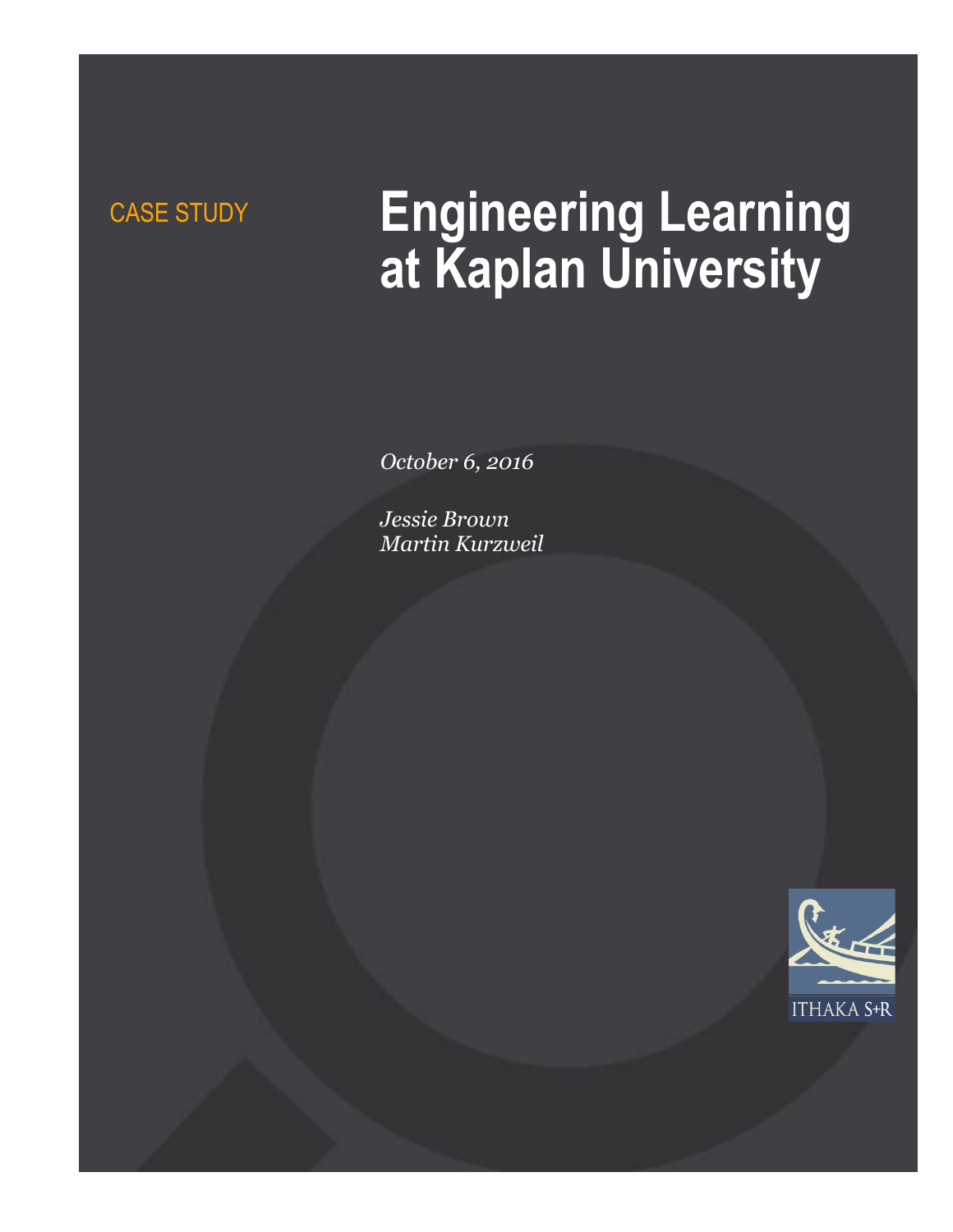CASE STUDY

# Engineering Learning at Kaplan University

*October 6, 2016*

*Jessie Brown*
*Martin Kurzweil*

ITHAKA S+R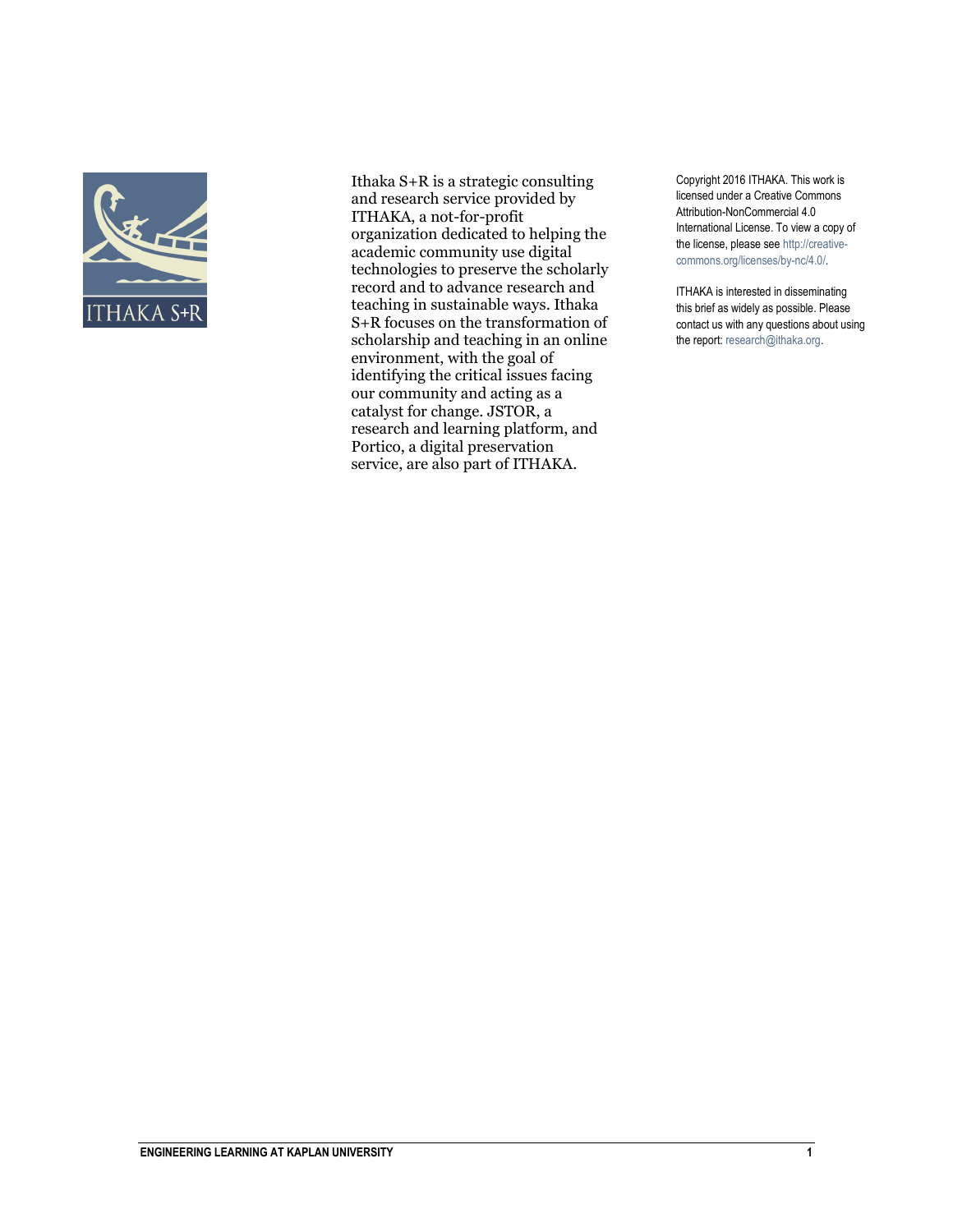Ithaka S+R is a strategic consulting and research service provided by ITHAKA, a not-for-profit organization dedicated to helping the academic community use digital technologies to preserve the scholarly record and to advance research and teaching in sustainable ways. Ithaka S+R focuses on the transformation of scholarship and teaching in an online environment, with the goal of identifying the critical issues facing our community and acting as a catalyst for change. JSTOR, a research and learning platform, and Portico, a digital preservation service, are also part of ITHAKA.

Copyright 2016 ITHAKA. This work is licensed under a Creative Commons Attribution-NonCommercial 4.0 International License. To view a copy of the license, please see http://creative-commons.org/licenses/by-nc/4.0/.

ITHAKA is interested in disseminating this brief as widely as possible. Please contact us with any questions about using the report: research@ithaka.org.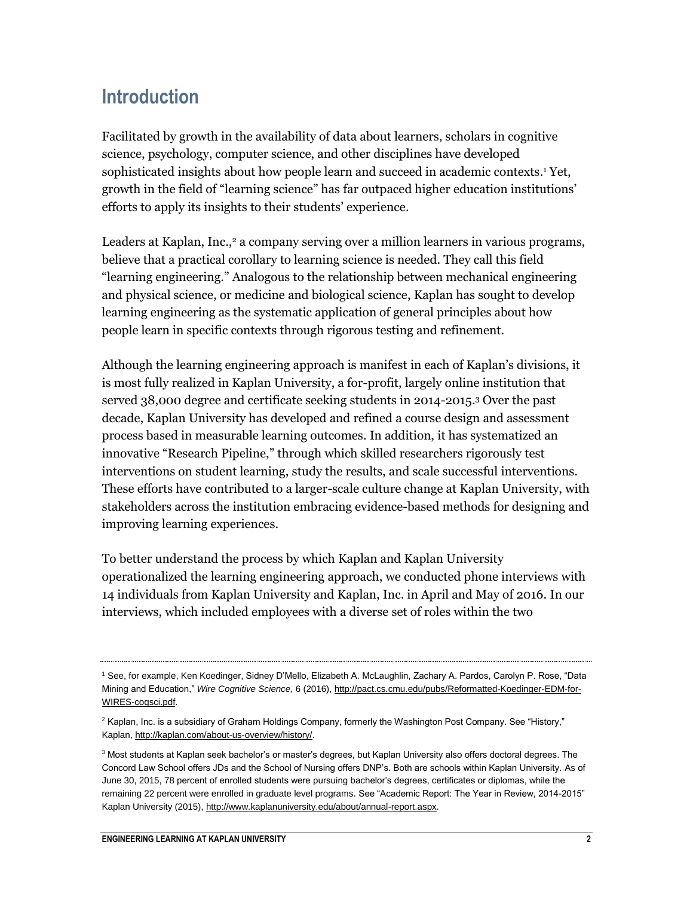# Introduction

Facilitated by growth in the availability of data about learners, scholars in cognitive science, psychology, computer science, and other disciplines have developed sophisticated insights about how people learn and succeed in academic contexts.[1] Yet, growth in the field of "learning science" has far outpaced higher education institutions' efforts to apply its insights to their students' experience.

Leaders at Kaplan, Inc.,[2] a company serving over a million learners in various programs, believe that a practical corollary to learning science is needed. They call this field "learning engineering." Analogous to the relationship between mechanical engineering and physical science, or medicine and biological science, Kaplan has sought to develop learning engineering as the systematic application of general principles about how people learn in specific contexts through rigorous testing and refinement.

Although the learning engineering approach is manifest in each of Kaplan's divisions, it is most fully realized in Kaplan University, a for-profit, largely online institution that served 38,000 degree and certificate seeking students in 2014-2015.[3] Over the past decade, Kaplan University has developed and refined a course design and assessment process based in measurable learning outcomes. In addition, it has systematized an innovative "Research Pipeline," through which skilled researchers rigorously test interventions on student learning, study the results, and scale successful interventions. These efforts have contributed to a larger-scale culture change at Kaplan University, with stakeholders across the institution embracing evidence-based methods for designing and improving learning experiences.

To better understand the process by which Kaplan and Kaplan University operationalized the learning engineering approach, we conducted phone interviews with 14 individuals from Kaplan University and Kaplan, Inc. in April and May of 2016. In our interviews, which included employees with a diverse set of roles within the two

---

[1] See, for example, Ken Koedinger, Sidney D'Mello, Elizabeth A. McLaughlin, Zachary A. Pardos, Carolyn P. Rose, "Data Mining and Education," *Wire Cognitive Science,* 6 (2016), http://pact.cs.cmu.edu/pubs/Reformatted-Koedinger-EDM-for-WIRES-cogsci.pdf.

[2] Kaplan, Inc. is a subsidiary of Graham Holdings Company, formerly the Washington Post Company. See "History," Kaplan, http://kaplan.com/about-us-overview/history/.

[3] Most students at Kaplan seek bachelor's or master's degrees, but Kaplan University also offers doctoral degrees. The Concord Law School offers JDs and the School of Nursing offers DNP's. Both are schools within Kaplan University. As of June 30, 2015, 78 percent of enrolled students were pursuing bachelor's degrees, certificates or diplomas, while the remaining 22 percent were enrolled in graduate level programs. See "Academic Report: The Year in Review, 2014-2015" Kaplan University (2015), http://www.kaplanuniversity.edu/about/annual-report.aspx.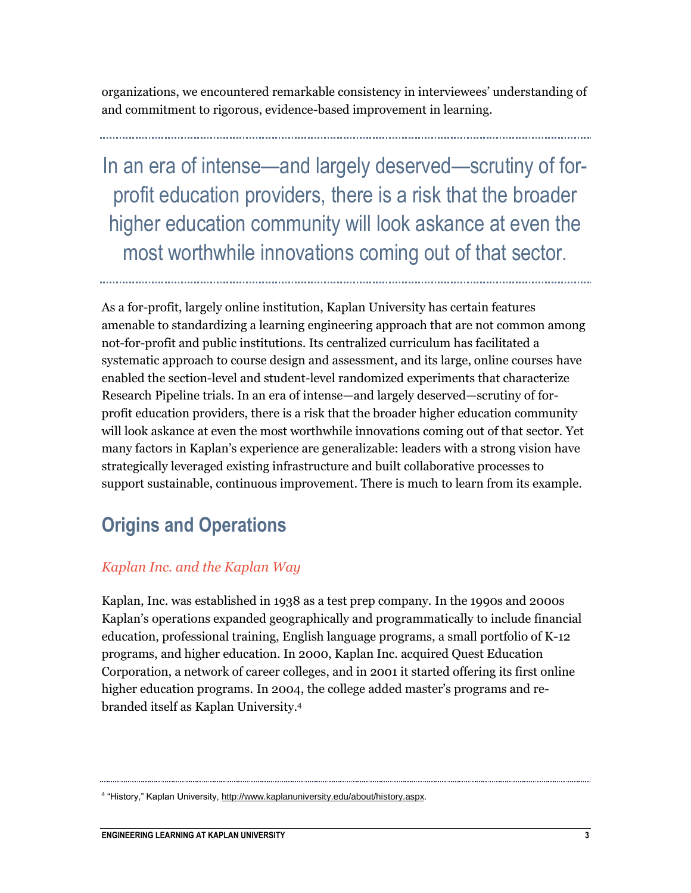organizations, we encountered remarkable consistency in interviewees' understanding of and commitment to rigorous, evidence-based improvement in learning.

> In an era of intense—and largely deserved—scrutiny of for-profit education providers, there is a risk that the broader higher education community will look askance at even the most worthwhile innovations coming out of that sector.

As a for-profit, largely online institution, Kaplan University has certain features amenable to standardizing a learning engineering approach that are not common among not-for-profit and public institutions. Its centralized curriculum has facilitated a systematic approach to course design and assessment, and its large, online courses have enabled the section-level and student-level randomized experiments that characterize Research Pipeline trials. In an era of intense—and largely deserved—scrutiny of for-profit education providers, there is a risk that the broader higher education community will look askance at even the most worthwhile innovations coming out of that sector. Yet many factors in Kaplan's experience are generalizable: leaders with a strong vision have strategically leveraged existing infrastructure and built collaborative processes to support sustainable, continuous improvement. There is much to learn from its example.

## Origins and Operations

### *Kaplan Inc. and the Kaplan Way*

Kaplan, Inc. was established in 1938 as a test prep company. In the 1990s and 2000s Kaplan's operations expanded geographically and programmatically to include financial education, professional training, English language programs, a small portfolio of K-12 programs, and higher education. In 2000, Kaplan Inc. acquired Quest Education Corporation, a network of career colleges, and in 2001 it started offering its first online higher education programs. In 2004, the college added master's programs and re-branded itself as Kaplan University.[4]

---

[4] "History," Kaplan University, http://www.kaplanuniversity.edu/about/history.aspx.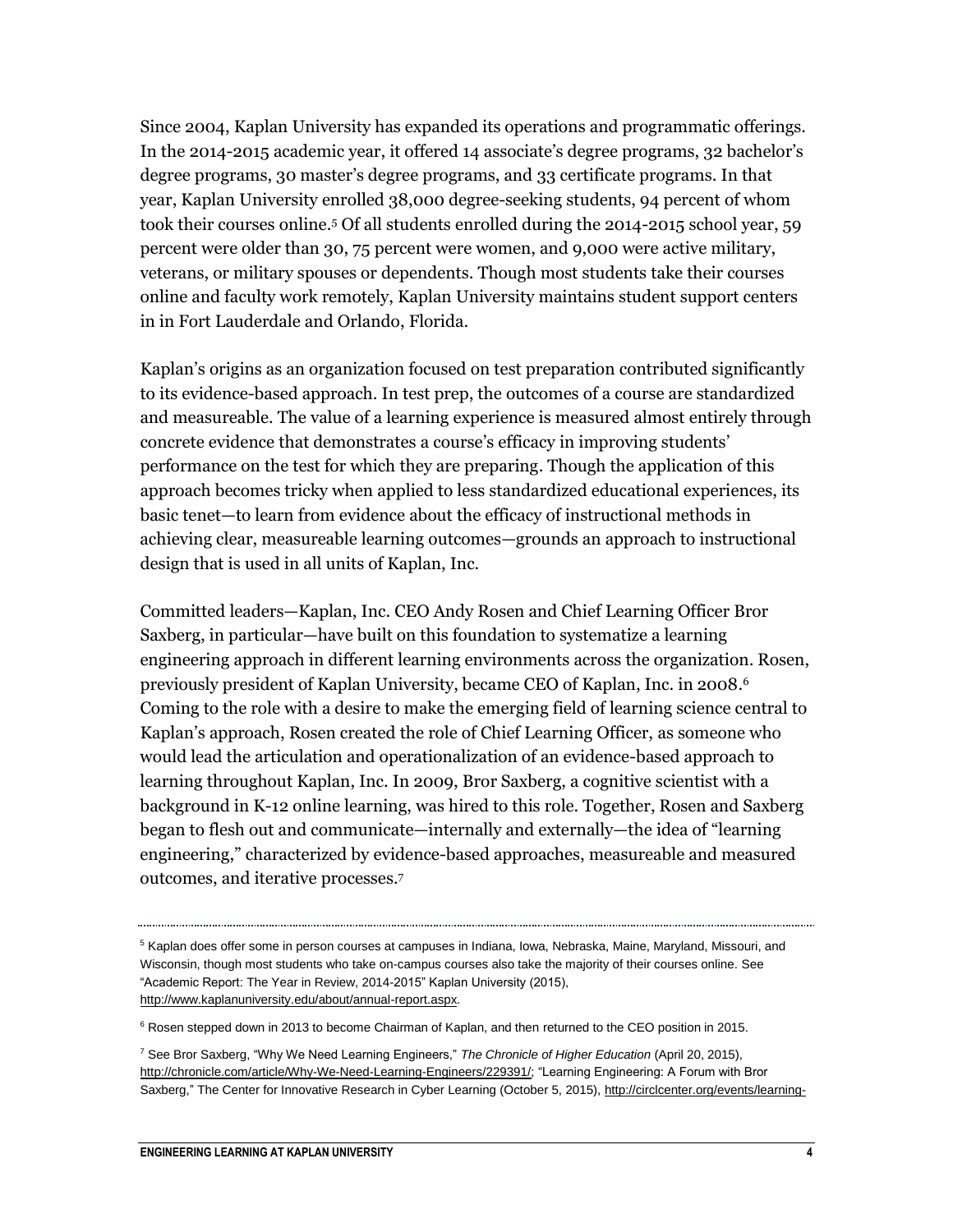Since 2004, Kaplan University has expanded its operations and programmatic offerings. In the 2014-2015 academic year, it offered 14 associate's degree programs, 32 bachelor's degree programs, 30 master's degree programs, and 33 certificate programs. In that year, Kaplan University enrolled 38,000 degree-seeking students, 94 percent of whom took their courses online.[5] Of all students enrolled during the 2014-2015 school year, 59 percent were older than 30, 75 percent were women, and 9,000 were active military, veterans, or military spouses or dependents. Though most students take their courses online and faculty work remotely, Kaplan University maintains student support centers in in Fort Lauderdale and Orlando, Florida.

Kaplan's origins as an organization focused on test preparation contributed significantly to its evidence-based approach. In test prep, the outcomes of a course are standardized and measureable. The value of a learning experience is measured almost entirely through concrete evidence that demonstrates a course's efficacy in improving students' performance on the test for which they are preparing. Though the application of this approach becomes tricky when applied to less standardized educational experiences, its basic tenet—to learn from evidence about the efficacy of instructional methods in achieving clear, measureable learning outcomes—grounds an approach to instructional design that is used in all units of Kaplan, Inc.

Committed leaders—Kaplan, Inc. CEO Andy Rosen and Chief Learning Officer Bror Saxberg, in particular—have built on this foundation to systematize a learning engineering approach in different learning environments across the organization. Rosen, previously president of Kaplan University, became CEO of Kaplan, Inc. in 2008.[6] Coming to the role with a desire to make the emerging field of learning science central to Kaplan's approach, Rosen created the role of Chief Learning Officer, as someone who would lead the articulation and operationalization of an evidence-based approach to learning throughout Kaplan, Inc. In 2009, Bror Saxberg, a cognitive scientist with a background in K-12 online learning, was hired to this role. Together, Rosen and Saxberg began to flesh out and communicate—internally and externally—the idea of "learning engineering," characterized by evidence-based approaches, measureable and measured outcomes, and iterative processes.[7]

---

[5] Kaplan does offer some in person courses at campuses in Indiana, Iowa, Nebraska, Maine, Maryland, Missouri, and Wisconsin, though most students who take on-campus courses also take the majority of their courses online. See "Academic Report: The Year in Review, 2014-2015" Kaplan University (2015), http://www.kaplanuniversity.edu/about/annual-report.aspx.

[6] Rosen stepped down in 2013 to become Chairman of Kaplan, and then returned to the CEO position in 2015.

[7] See Bror Saxberg, "Why We Need Learning Engineers," *The Chronicle of Higher Education* (April 20, 2015), http://chronicle.com/article/Why-We-Need-Learning-Engineers/229391/; "Learning Engineering: A Forum with Bror Saxberg," The Center for Innovative Research in Cyber Learning (October 5, 2015), http://circlcenter.org/events/learning-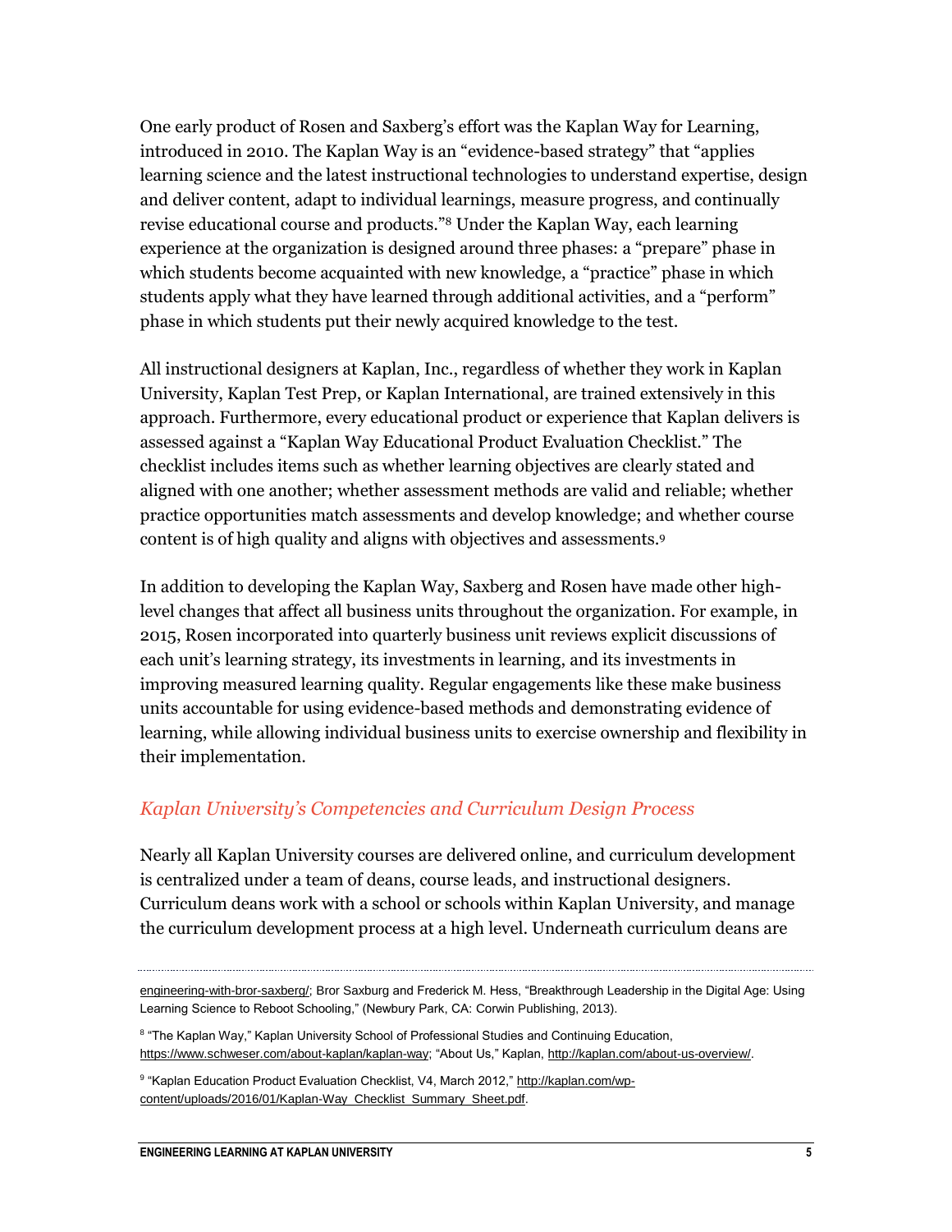One early product of Rosen and Saxberg's effort was the Kaplan Way for Learning, introduced in 2010. The Kaplan Way is an "evidence-based strategy" that "applies learning science and the latest instructional technologies to understand expertise, design and deliver content, adapt to individual learnings, measure progress, and continually revise educational course and products."[8] Under the Kaplan Way, each learning experience at the organization is designed around three phases: a "prepare" phase in which students become acquainted with new knowledge, a "practice" phase in which students apply what they have learned through additional activities, and a "perform" phase in which students put their newly acquired knowledge to the test.

All instructional designers at Kaplan, Inc., regardless of whether they work in Kaplan University, Kaplan Test Prep, or Kaplan International, are trained extensively in this approach. Furthermore, every educational product or experience that Kaplan delivers is assessed against a "Kaplan Way Educational Product Evaluation Checklist." The checklist includes items such as whether learning objectives are clearly stated and aligned with one another; whether assessment methods are valid and reliable; whether practice opportunities match assessments and develop knowledge; and whether course content is of high quality and aligns with objectives and assessments.[9]

In addition to developing the Kaplan Way, Saxberg and Rosen have made other high-level changes that affect all business units throughout the organization. For example, in 2015, Rosen incorporated into quarterly business unit reviews explicit discussions of each unit's learning strategy, its investments in learning, and its investments in improving measured learning quality. Regular engagements like these make business units accountable for using evidence-based methods and demonstrating evidence of learning, while allowing individual business units to exercise ownership and flexibility in their implementation.

### *Kaplan University's Competencies and Curriculum Design Process*

Nearly all Kaplan University courses are delivered online, and curriculum development is centralized under a team of deans, course leads, and instructional designers. Curriculum deans work with a school or schools within Kaplan University, and manage the curriculum development process at a high level. Underneath curriculum deans are

---

engineering-with-bror-saxberg/; Bror Saxburg and Frederick M. Hess, "Breakthrough Leadership in the Digital Age: Using Learning Science to Reboot Schooling," (Newbury Park, CA: Corwin Publishing, 2013).

[8] "The Kaplan Way," Kaplan University School of Professional Studies and Continuing Education, https://www.schweser.com/about-kaplan/kaplan-way; "About Us," Kaplan, http://kaplan.com/about-us-overview/.

[9] "Kaplan Education Product Evaluation Checklist, V4, March 2012," http://kaplan.com/wp-content/uploads/2016/01/Kaplan-Way_Checklist_Summary_Sheet.pdf.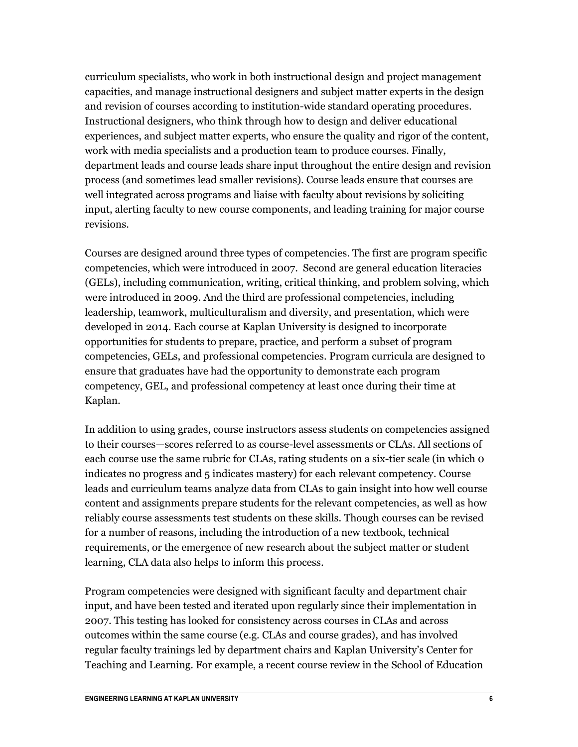curriculum specialists, who work in both instructional design and project management capacities, and manage instructional designers and subject matter experts in the design and revision of courses according to institution-wide standard operating procedures. Instructional designers, who think through how to design and deliver educational experiences, and subject matter experts, who ensure the quality and rigor of the content, work with media specialists and a production team to produce courses. Finally, department leads and course leads share input throughout the entire design and revision process (and sometimes lead smaller revisions). Course leads ensure that courses are well integrated across programs and liaise with faculty about revisions by soliciting input, alerting faculty to new course components, and leading training for major course revisions.

Courses are designed around three types of competencies. The first are program specific competencies, which were introduced in 2007. Second are general education literacies (GELs), including communication, writing, critical thinking, and problem solving, which were introduced in 2009. And the third are professional competencies, including leadership, teamwork, multiculturalism and diversity, and presentation, which were developed in 2014. Each course at Kaplan University is designed to incorporate opportunities for students to prepare, practice, and perform a subset of program competencies, GELs, and professional competencies. Program curricula are designed to ensure that graduates have had the opportunity to demonstrate each program competency, GEL, and professional competency at least once during their time at Kaplan.

In addition to using grades, course instructors assess students on competencies assigned to their courses—scores referred to as course-level assessments or CLAs. All sections of each course use the same rubric for CLAs, rating students on a six-tier scale (in which 0 indicates no progress and 5 indicates mastery) for each relevant competency. Course leads and curriculum teams analyze data from CLAs to gain insight into how well course content and assignments prepare students for the relevant competencies, as well as how reliably course assessments test students on these skills. Though courses can be revised for a number of reasons, including the introduction of a new textbook, technical requirements, or the emergence of new research about the subject matter or student learning, CLA data also helps to inform this process.

Program competencies were designed with significant faculty and department chair input, and have been tested and iterated upon regularly since their implementation in 2007. This testing has looked for consistency across courses in CLAs and across outcomes within the same course (e.g. CLAs and course grades), and has involved regular faculty trainings led by department chairs and Kaplan University's Center for Teaching and Learning. For example, a recent course review in the School of Education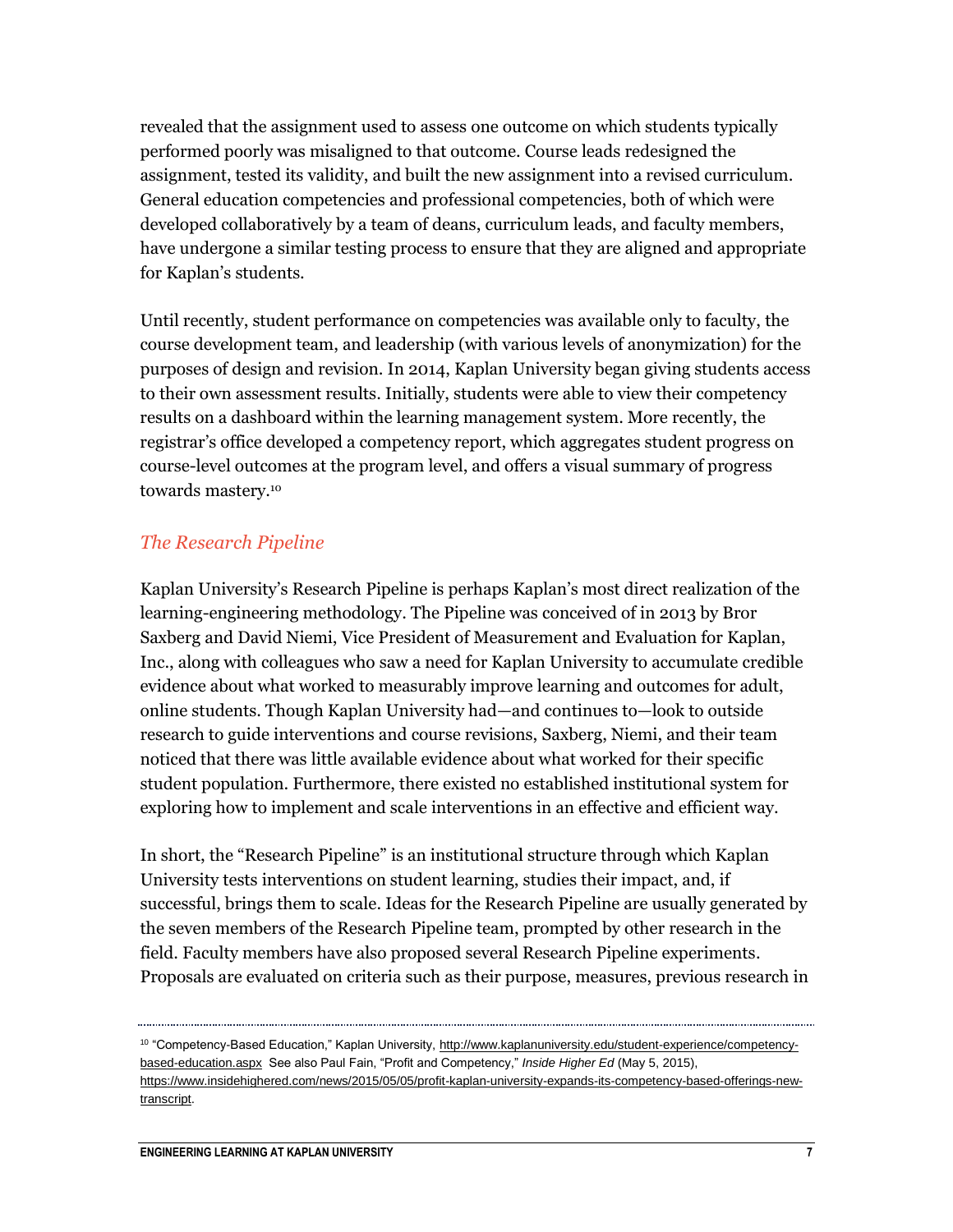revealed that the assignment used to assess one outcome on which students typically performed poorly was misaligned to that outcome. Course leads redesigned the assignment, tested its validity, and built the new assignment into a revised curriculum. General education competencies and professional competencies, both of which were developed collaboratively by a team of deans, curriculum leads, and faculty members, have undergone a similar testing process to ensure that they are aligned and appropriate for Kaplan's students.

Until recently, student performance on competencies was available only to faculty, the course development team, and leadership (with various levels of anonymization) for the purposes of design and revision. In 2014, Kaplan University began giving students access to their own assessment results. Initially, students were able to view their competency results on a dashboard within the learning management system. More recently, the registrar's office developed a competency report, which aggregates student progress on course-level outcomes at the program level, and offers a visual summary of progress towards mastery.[10]

### *The Research Pipeline*

Kaplan University's Research Pipeline is perhaps Kaplan's most direct realization of the learning-engineering methodology. The Pipeline was conceived of in 2013 by Bror Saxberg and David Niemi, Vice President of Measurement and Evaluation for Kaplan, Inc., along with colleagues who saw a need for Kaplan University to accumulate credible evidence about what worked to measurably improve learning and outcomes for adult, online students. Though Kaplan University had—and continues to—look to outside research to guide interventions and course revisions, Saxberg, Niemi, and their team noticed that there was little available evidence about what worked for their specific student population. Furthermore, there existed no established institutional system for exploring how to implement and scale interventions in an effective and efficient way.

In short, the "Research Pipeline" is an institutional structure through which Kaplan University tests interventions on student learning, studies their impact, and, if successful, brings them to scale. Ideas for the Research Pipeline are usually generated by the seven members of the Research Pipeline team, prompted by other research in the field. Faculty members have also proposed several Research Pipeline experiments. Proposals are evaluated on criteria such as their purpose, measures, previous research in

---

[10] "Competency-Based Education," Kaplan University, http://www.kaplanuniversity.edu/student-experience/competency-based-education.aspx See also Paul Fain, "Profit and Competency," *Inside Higher Ed* (May 5, 2015), https://www.insidehighered.com/news/2015/05/05/profit-kaplan-university-expands-its-competency-based-offerings-new-transcript.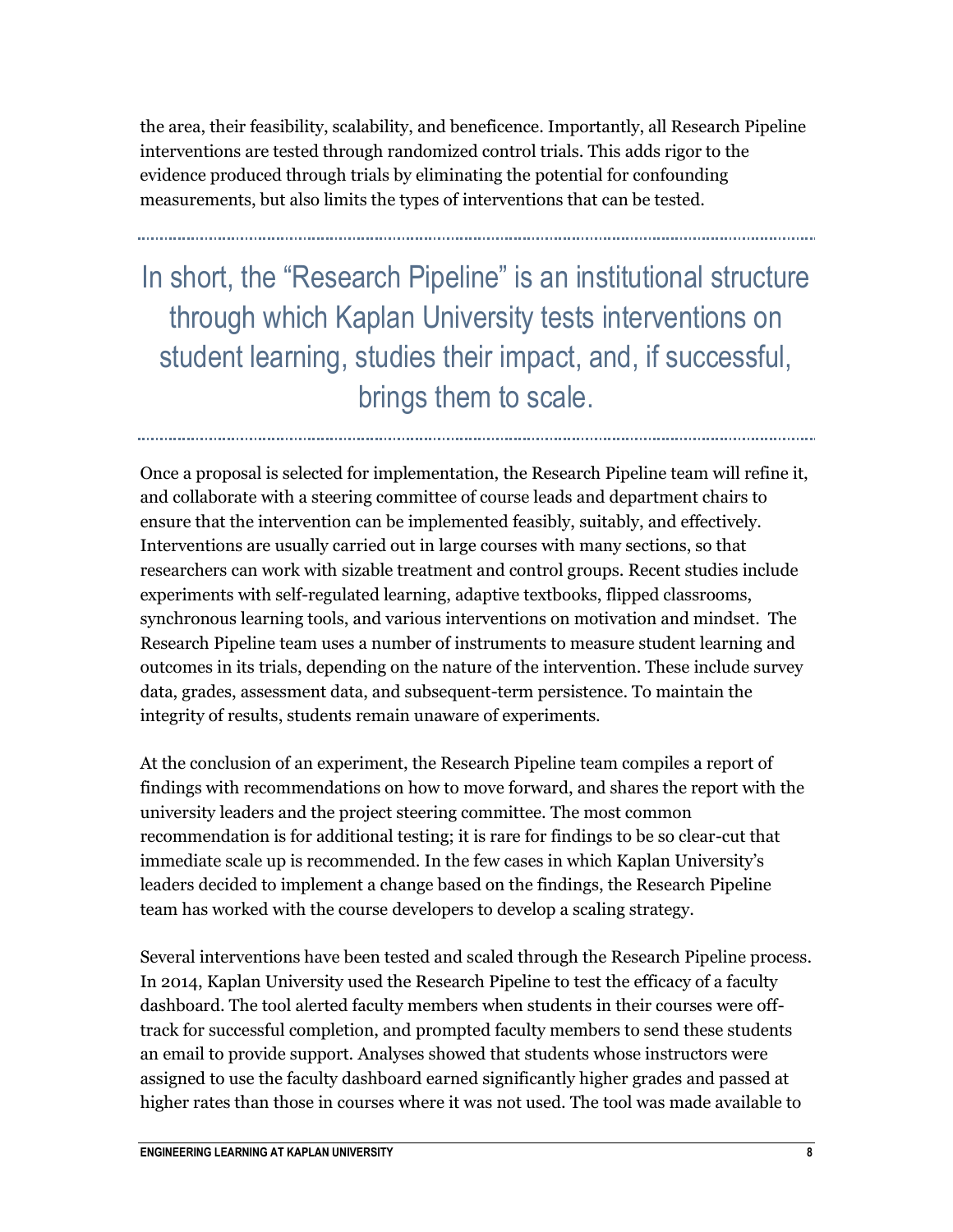the area, their feasibility, scalability, and beneficence. Importantly, all Research Pipeline interventions are tested through randomized control trials. This adds rigor to the evidence produced through trials by eliminating the potential for confounding measurements, but also limits the types of interventions that can be tested.

> In short, the "Research Pipeline" is an institutional structure through which Kaplan University tests interventions on student learning, studies their impact, and, if successful, brings them to scale.

Once a proposal is selected for implementation, the Research Pipeline team will refine it, and collaborate with a steering committee of course leads and department chairs to ensure that the intervention can be implemented feasibly, suitably, and effectively. Interventions are usually carried out in large courses with many sections, so that researchers can work with sizable treatment and control groups. Recent studies include experiments with self-regulated learning, adaptive textbooks, flipped classrooms, synchronous learning tools, and various interventions on motivation and mindset. The Research Pipeline team uses a number of instruments to measure student learning and outcomes in its trials, depending on the nature of the intervention. These include survey data, grades, assessment data, and subsequent-term persistence. To maintain the integrity of results, students remain unaware of experiments.

At the conclusion of an experiment, the Research Pipeline team compiles a report of findings with recommendations on how to move forward, and shares the report with the university leaders and the project steering committee. The most common recommendation is for additional testing; it is rare for findings to be so clear-cut that immediate scale up is recommended. In the few cases in which Kaplan University's leaders decided to implement a change based on the findings, the Research Pipeline team has worked with the course developers to develop a scaling strategy.

Several interventions have been tested and scaled through the Research Pipeline process. In 2014, Kaplan University used the Research Pipeline to test the efficacy of a faculty dashboard. The tool alerted faculty members when students in their courses were off-track for successful completion, and prompted faculty members to send these students an email to provide support. Analyses showed that students whose instructors were assigned to use the faculty dashboard earned significantly higher grades and passed at higher rates than those in courses where it was not used. The tool was made available to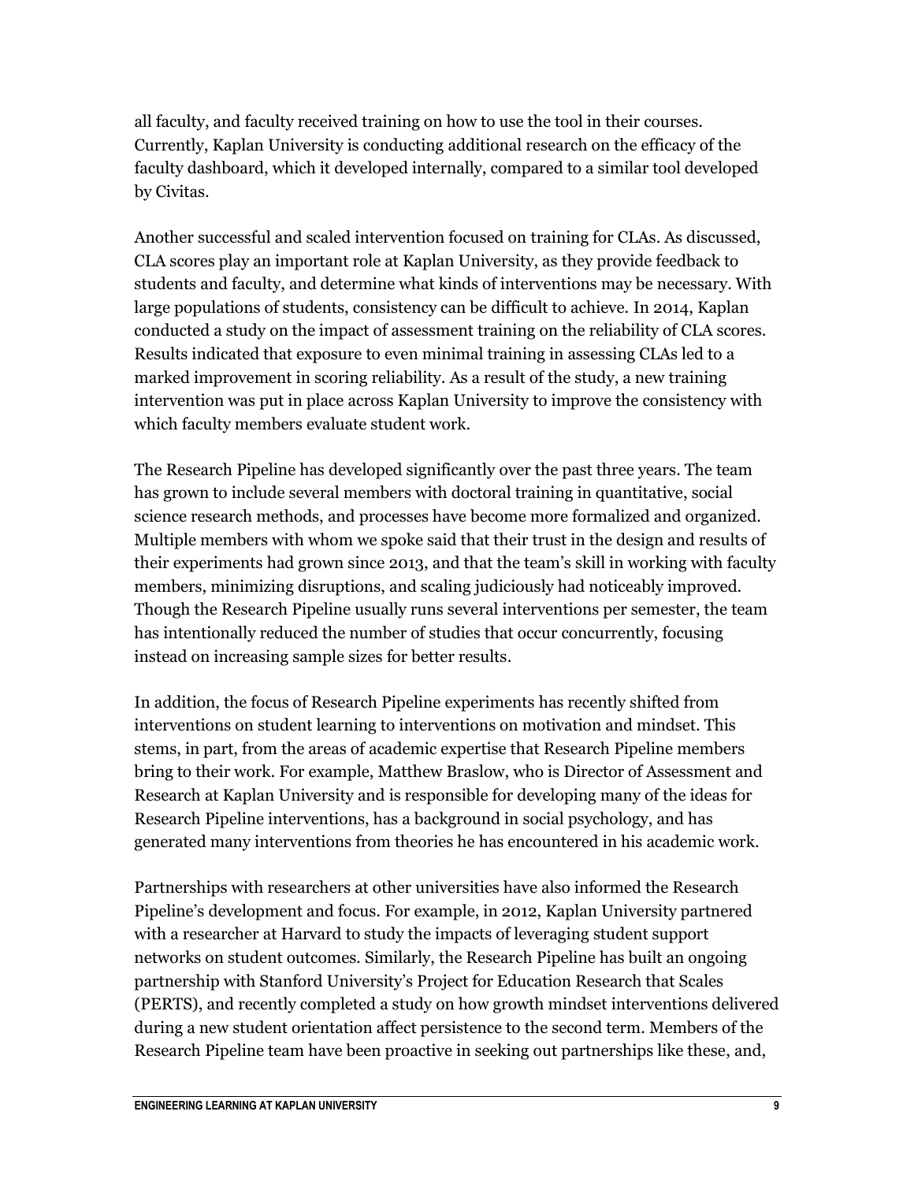all faculty, and faculty received training on how to use the tool in their courses. Currently, Kaplan University is conducting additional research on the efficacy of the faculty dashboard, which it developed internally, compared to a similar tool developed by Civitas.

Another successful and scaled intervention focused on training for CLAs. As discussed, CLA scores play an important role at Kaplan University, as they provide feedback to students and faculty, and determine what kinds of interventions may be necessary. With large populations of students, consistency can be difficult to achieve. In 2014, Kaplan conducted a study on the impact of assessment training on the reliability of CLA scores. Results indicated that exposure to even minimal training in assessing CLAs led to a marked improvement in scoring reliability. As a result of the study, a new training intervention was put in place across Kaplan University to improve the consistency with which faculty members evaluate student work.

The Research Pipeline has developed significantly over the past three years. The team has grown to include several members with doctoral training in quantitative, social science research methods, and processes have become more formalized and organized. Multiple members with whom we spoke said that their trust in the design and results of their experiments had grown since 2013, and that the team's skill in working with faculty members, minimizing disruptions, and scaling judiciously had noticeably improved. Though the Research Pipeline usually runs several interventions per semester, the team has intentionally reduced the number of studies that occur concurrently, focusing instead on increasing sample sizes for better results.

In addition, the focus of Research Pipeline experiments has recently shifted from interventions on student learning to interventions on motivation and mindset. This stems, in part, from the areas of academic expertise that Research Pipeline members bring to their work. For example, Matthew Braslow, who is Director of Assessment and Research at Kaplan University and is responsible for developing many of the ideas for Research Pipeline interventions, has a background in social psychology, and has generated many interventions from theories he has encountered in his academic work.

Partnerships with researchers at other universities have also informed the Research Pipeline's development and focus. For example, in 2012, Kaplan University partnered with a researcher at Harvard to study the impacts of leveraging student support networks on student outcomes. Similarly, the Research Pipeline has built an ongoing partnership with Stanford University's Project for Education Research that Scales (PERTS), and recently completed a study on how growth mindset interventions delivered during a new student orientation affect persistence to the second term. Members of the Research Pipeline team have been proactive in seeking out partnerships like these, and,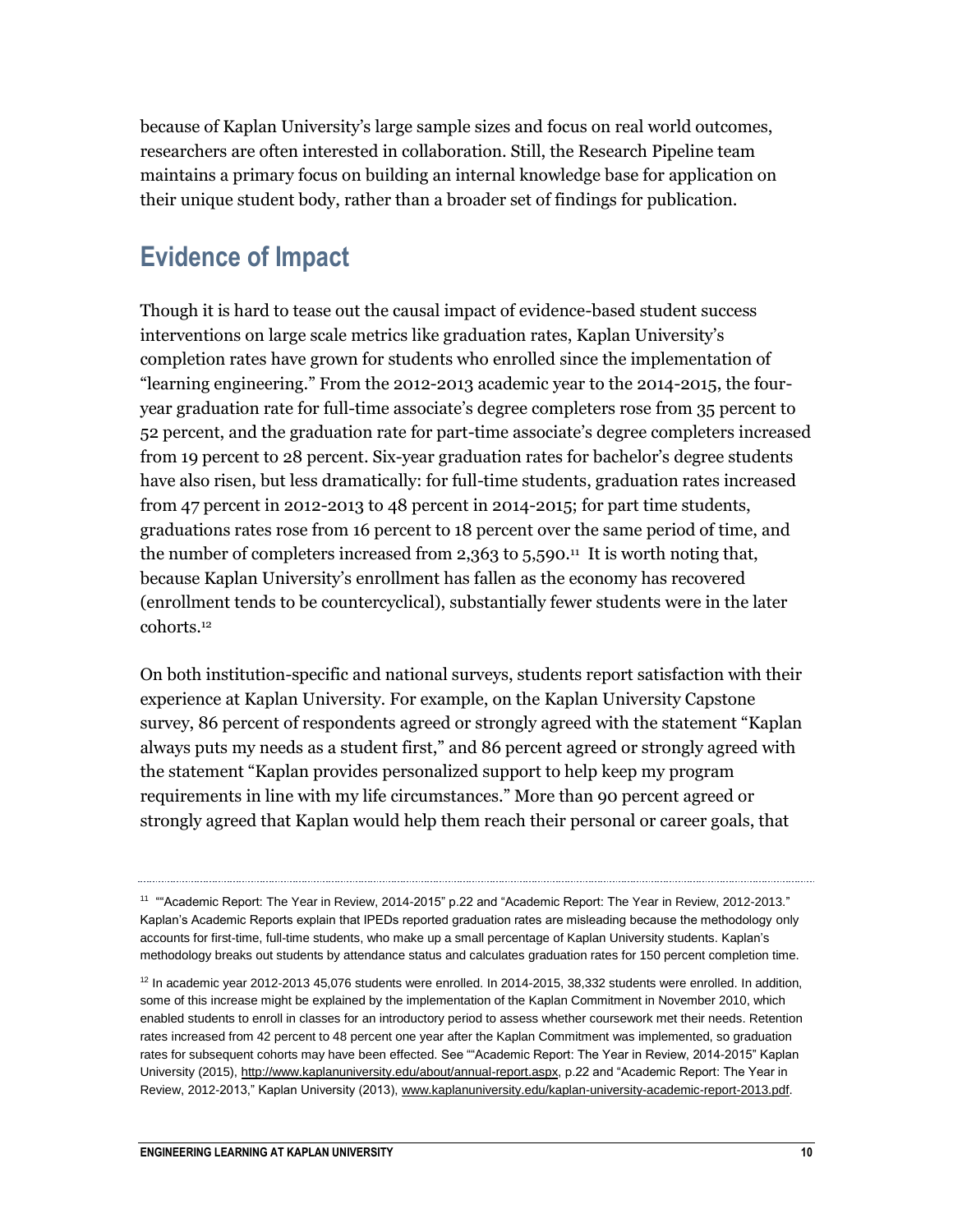because of Kaplan University's large sample sizes and focus on real world outcomes, researchers are often interested in collaboration. Still, the Research Pipeline team maintains a primary focus on building an internal knowledge base for application on their unique student body, rather than a broader set of findings for publication.

## Evidence of Impact

Though it is hard to tease out the causal impact of evidence-based student success interventions on large scale metrics like graduation rates, Kaplan University's completion rates have grown for students who enrolled since the implementation of "learning engineering." From the 2012-2013 academic year to the 2014-2015, the four-year graduation rate for full-time associate's degree completers rose from 35 percent to 52 percent, and the graduation rate for part-time associate's degree completers increased from 19 percent to 28 percent. Six-year graduation rates for bachelor's degree students have also risen, but less dramatically: for full-time students, graduation rates increased from 47 percent in 2012-2013 to 48 percent in 2014-2015; for part time students, graduations rates rose from 16 percent to 18 percent over the same period of time, and the number of completers increased from 2,363 to 5,590.[11] It is worth noting that, because Kaplan University's enrollment has fallen as the economy has recovered (enrollment tends to be countercyclical), substantially fewer students were in the later cohorts.[12]

On both institution-specific and national surveys, students report satisfaction with their experience at Kaplan University. For example, on the Kaplan University Capstone survey, 86 percent of respondents agreed or strongly agreed with the statement "Kaplan always puts my needs as a student first," and 86 percent agreed or strongly agreed with the statement "Kaplan provides personalized support to help keep my program requirements in line with my life circumstances." More than 90 percent agreed or strongly agreed that Kaplan would help them reach their personal or career goals, that

---

[11] ""Academic Report: The Year in Review, 2014-2015" p.22 and "Academic Report: The Year in Review, 2012-2013." Kaplan's Academic Reports explain that IPEDs reported graduation rates are misleading because the methodology only accounts for first-time, full-time students, who make up a small percentage of Kaplan University students. Kaplan's methodology breaks out students by attendance status and calculates graduation rates for 150 percent completion time.

[12] In academic year 2012-2013 45,076 students were enrolled. In 2014-2015, 38,332 students were enrolled. In addition, some of this increase might be explained by the implementation of the Kaplan Commitment in November 2010, which enabled students to enroll in classes for an introductory period to assess whether coursework met their needs. Retention rates increased from 42 percent to 48 percent one year after the Kaplan Commitment was implemented, so graduation rates for subsequent cohorts may have been effected. See ""Academic Report: The Year in Review, 2014-2015" Kaplan University (2015), http://www.kaplanuniversity.edu/about/annual-report.aspx, p.22 and "Academic Report: The Year in Review, 2012-2013," Kaplan University (2013), www.kaplanuniversity.edu/kaplan-university-academic-report-2013.pdf.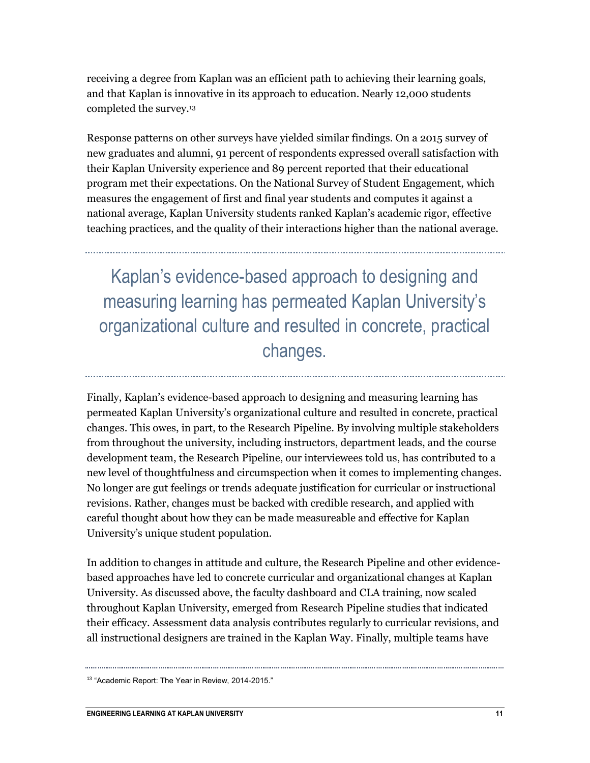receiving a degree from Kaplan was an efficient path to achieving their learning goals, and that Kaplan is innovative in its approach to education. Nearly 12,000 students completed the survey.[13]

Response patterns on other surveys have yielded similar findings. On a 2015 survey of new graduates and alumni, 91 percent of respondents expressed overall satisfaction with their Kaplan University experience and 89 percent reported that their educational program met their expectations. On the National Survey of Student Engagement, which measures the engagement of first and final year students and computes it against a national average, Kaplan University students ranked Kaplan's academic rigor, effective teaching practices, and the quality of their interactions higher than the national average.

> Kaplan's evidence-based approach to designing and measuring learning has permeated Kaplan University's organizational culture and resulted in concrete, practical changes.

Finally, Kaplan's evidence-based approach to designing and measuring learning has permeated Kaplan University's organizational culture and resulted in concrete, practical changes. This owes, in part, to the Research Pipeline. By involving multiple stakeholders from throughout the university, including instructors, department leads, and the course development team, the Research Pipeline, our interviewees told us, has contributed to a new level of thoughtfulness and circumspection when it comes to implementing changes. No longer are gut feelings or trends adequate justification for curricular or instructional revisions. Rather, changes must be backed with credible research, and applied with careful thought about how they can be made measureable and effective for Kaplan University's unique student population.

In addition to changes in attitude and culture, the Research Pipeline and other evidence-based approaches have led to concrete curricular and organizational changes at Kaplan University. As discussed above, the faculty dashboard and CLA training, now scaled throughout Kaplan University, emerged from Research Pipeline studies that indicated their efficacy. Assessment data analysis contributes regularly to curricular revisions, and all instructional designers are trained in the Kaplan Way. Finally, multiple teams have

[13] "Academic Report: The Year in Review, 2014-2015."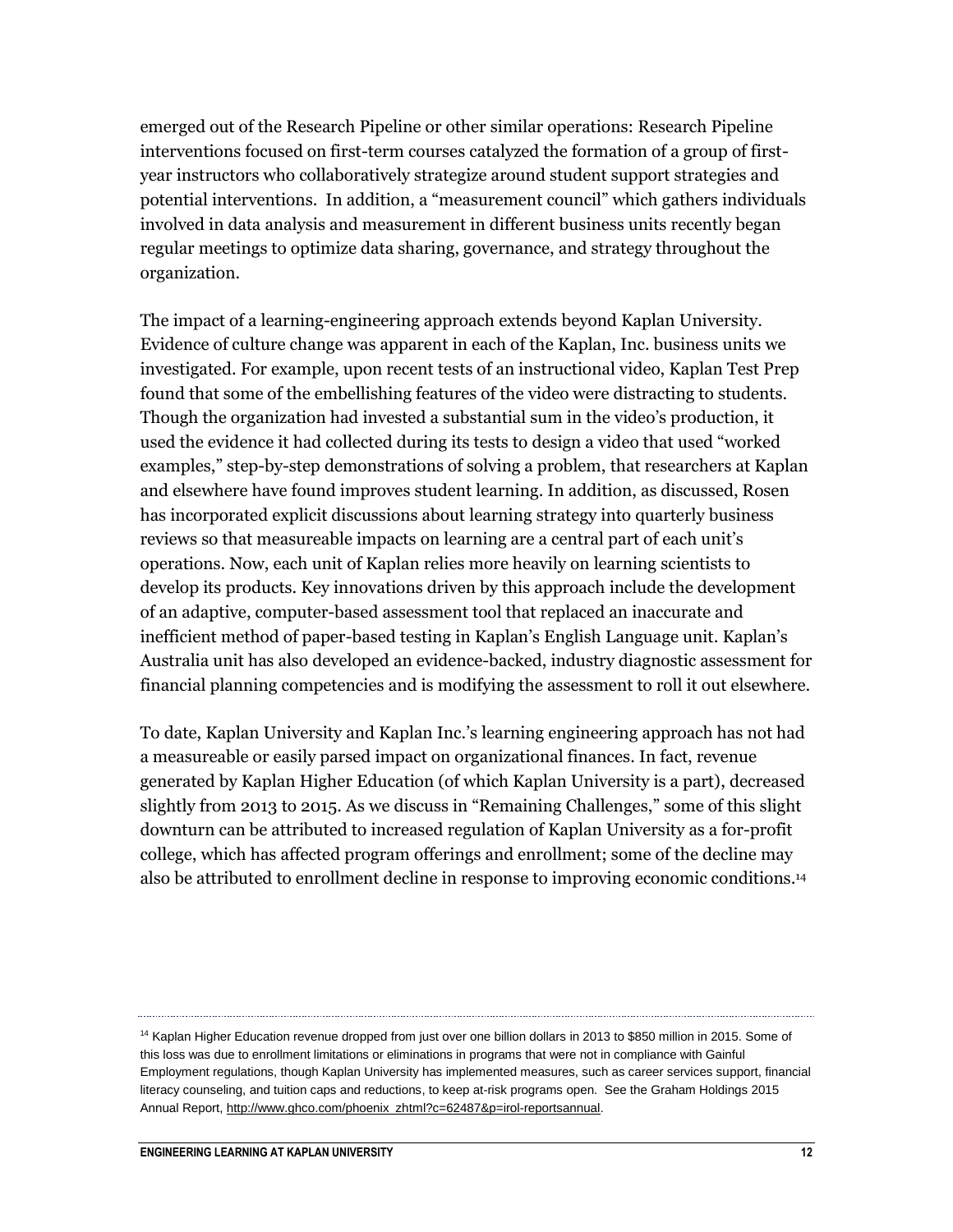emerged out of the Research Pipeline or other similar operations: Research Pipeline interventions focused on first-term courses catalyzed the formation of a group of first-year instructors who collaboratively strategize around student support strategies and potential interventions. In addition, a "measurement council" which gathers individuals involved in data analysis and measurement in different business units recently began regular meetings to optimize data sharing, governance, and strategy throughout the organization.

The impact of a learning-engineering approach extends beyond Kaplan University. Evidence of culture change was apparent in each of the Kaplan, Inc. business units we investigated. For example, upon recent tests of an instructional video, Kaplan Test Prep found that some of the embellishing features of the video were distracting to students. Though the organization had invested a substantial sum in the video's production, it used the evidence it had collected during its tests to design a video that used "worked examples," step-by-step demonstrations of solving a problem, that researchers at Kaplan and elsewhere have found improves student learning. In addition, as discussed, Rosen has incorporated explicit discussions about learning strategy into quarterly business reviews so that measureable impacts on learning are a central part of each unit's operations. Now, each unit of Kaplan relies more heavily on learning scientists to develop its products. Key innovations driven by this approach include the development of an adaptive, computer-based assessment tool that replaced an inaccurate and inefficient method of paper-based testing in Kaplan's English Language unit. Kaplan's Australia unit has also developed an evidence-backed, industry diagnostic assessment for financial planning competencies and is modifying the assessment to roll it out elsewhere.

To date, Kaplan University and Kaplan Inc.'s learning engineering approach has not had a measureable or easily parsed impact on organizational finances. In fact, revenue generated by Kaplan Higher Education (of which Kaplan University is a part), decreased slightly from 2013 to 2015. As we discuss in "Remaining Challenges," some of this slight downturn can be attributed to increased regulation of Kaplan University as a for-profit college, which has affected program offerings and enrollment; some of the decline may also be attributed to enrollment decline in response to improving economic conditions.[14]

[14] Kaplan Higher Education revenue dropped from just over one billion dollars in 2013 to $850 million in 2015. Some of this loss was due to enrollment limitations or eliminations in programs that were not in compliance with Gainful Employment regulations, though Kaplan University has implemented measures, such as career services support, financial literacy counseling, and tuition caps and reductions, to keep at-risk programs open. See the Graham Holdings 2015 Annual Report, http://www.ghco.com/phoenix.zhtml?c=62487&p=irol-reportsannual.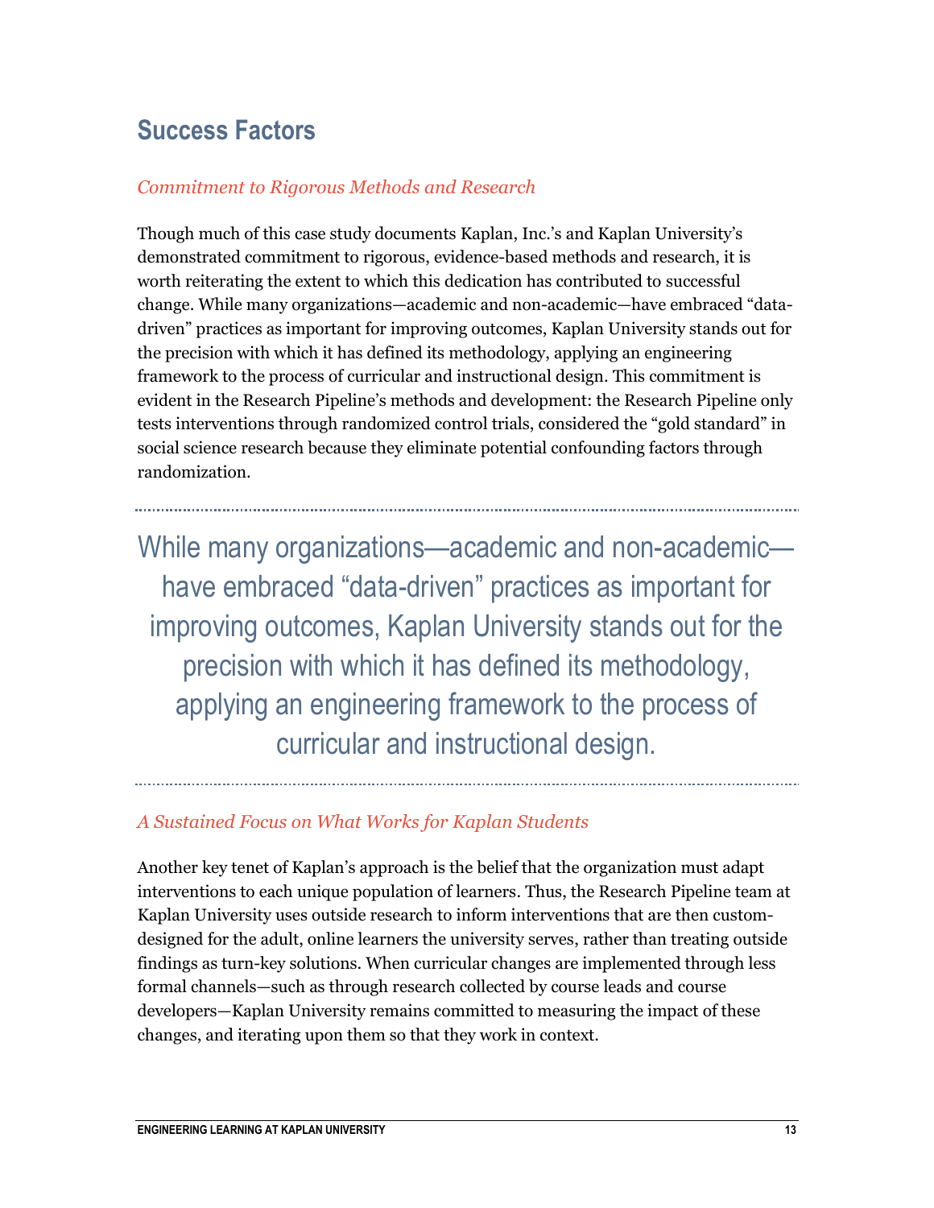## Success Factors

### *Commitment to Rigorous Methods and Research*

Though much of this case study documents Kaplan, Inc.'s and Kaplan University's demonstrated commitment to rigorous, evidence-based methods and research, it is worth reiterating the extent to which this dedication has contributed to successful change. While many organizations—academic and non-academic—have embraced "data-driven" practices as important for improving outcomes, Kaplan University stands out for the precision with which it has defined its methodology, applying an engineering framework to the process of curricular and instructional design. This commitment is evident in the Research Pipeline's methods and development: the Research Pipeline only tests interventions through randomized control trials, considered the "gold standard" in social science research because they eliminate potential confounding factors through randomization.

> While many organizations—academic and non-academic—have embraced "data-driven" practices as important for improving outcomes, Kaplan University stands out for the precision with which it has defined its methodology, applying an engineering framework to the process of curricular and instructional design.

### *A Sustained Focus on What Works for Kaplan Students*

Another key tenet of Kaplan's approach is the belief that the organization must adapt interventions to each unique population of learners. Thus, the Research Pipeline team at Kaplan University uses outside research to inform interventions that are then custom-designed for the adult, online learners the university serves, rather than treating outside findings as turn-key solutions. When curricular changes are implemented through less formal channels—such as through research collected by course leads and course developers—Kaplan University remains committed to measuring the impact of these changes, and iterating upon them so that they work in context.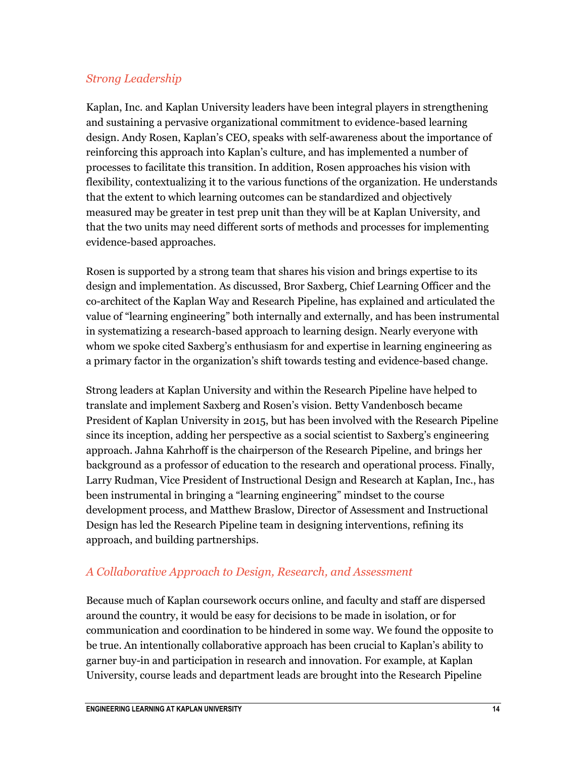### *Strong Leadership*

Kaplan, Inc. and Kaplan University leaders have been integral players in strengthening and sustaining a pervasive organizational commitment to evidence-based learning design. Andy Rosen, Kaplan's CEO, speaks with self-awareness about the importance of reinforcing this approach into Kaplan's culture, and has implemented a number of processes to facilitate this transition. In addition, Rosen approaches his vision with flexibility, contextualizing it to the various functions of the organization. He understands that the extent to which learning outcomes can be standardized and objectively measured may be greater in test prep unit than they will be at Kaplan University, and that the two units may need different sorts of methods and processes for implementing evidence-based approaches.

Rosen is supported by a strong team that shares his vision and brings expertise to its design and implementation. As discussed, Bror Saxberg, Chief Learning Officer and the co-architect of the Kaplan Way and Research Pipeline, has explained and articulated the value of "learning engineering" both internally and externally, and has been instrumental in systematizing a research-based approach to learning design. Nearly everyone with whom we spoke cited Saxberg's enthusiasm for and expertise in learning engineering as a primary factor in the organization's shift towards testing and evidence-based change.

Strong leaders at Kaplan University and within the Research Pipeline have helped to translate and implement Saxberg and Rosen's vision. Betty Vandenbosch became President of Kaplan University in 2015, but has been involved with the Research Pipeline since its inception, adding her perspective as a social scientist to Saxberg's engineering approach. Jahna Kahrhoff is the chairperson of the Research Pipeline, and brings her background as a professor of education to the research and operational process. Finally, Larry Rudman, Vice President of Instructional Design and Research at Kaplan, Inc., has been instrumental in bringing a "learning engineering" mindset to the course development process, and Matthew Braslow, Director of Assessment and Instructional Design has led the Research Pipeline team in designing interventions, refining its approach, and building partnerships.

### *A Collaborative Approach to Design, Research, and Assessment*

Because much of Kaplan coursework occurs online, and faculty and staff are dispersed around the country, it would be easy for decisions to be made in isolation, or for communication and coordination to be hindered in some way. We found the opposite to be true. An intentionally collaborative approach has been crucial to Kaplan's ability to garner buy-in and participation in research and innovation. For example, at Kaplan University, course leads and department leads are brought into the Research Pipeline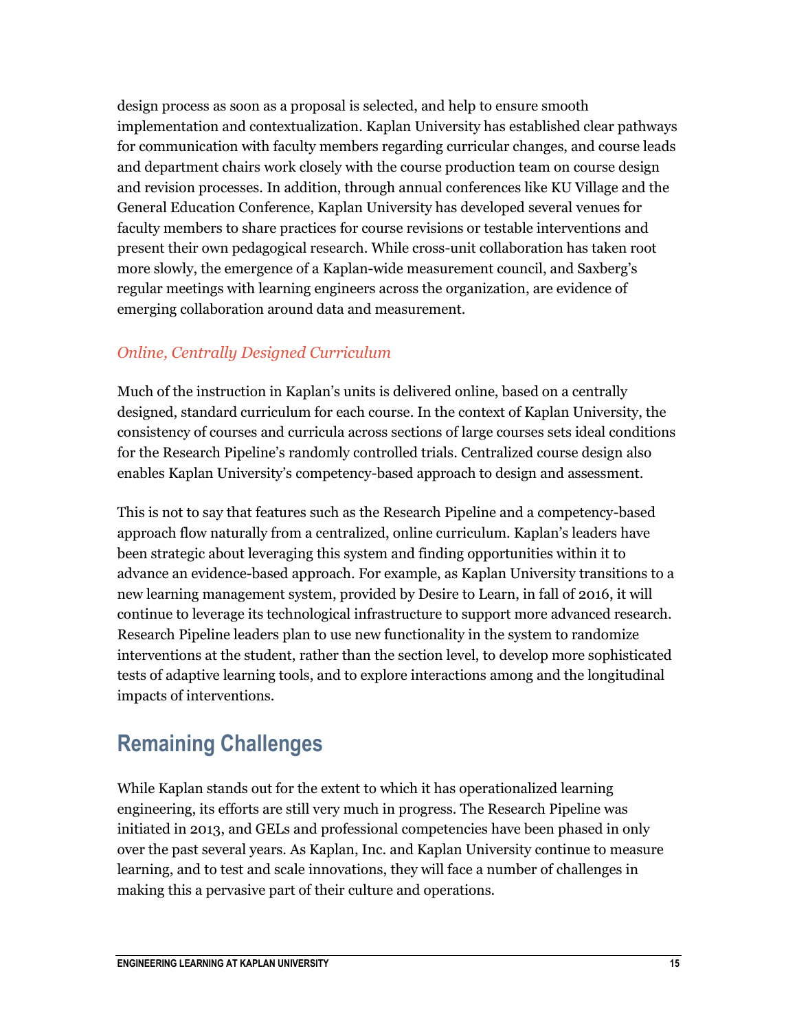design process as soon as a proposal is selected, and help to ensure smooth implementation and contextualization. Kaplan University has established clear pathways for communication with faculty members regarding curricular changes, and course leads and department chairs work closely with the course production team on course design and revision processes. In addition, through annual conferences like KU Village and the General Education Conference, Kaplan University has developed several venues for faculty members to share practices for course revisions or testable interventions and present their own pedagogical research. While cross-unit collaboration has taken root more slowly, the emergence of a Kaplan-wide measurement council, and Saxberg's regular meetings with learning engineers across the organization, are evidence of emerging collaboration around data and measurement.

### *Online, Centrally Designed Curriculum*

Much of the instruction in Kaplan's units is delivered online, based on a centrally designed, standard curriculum for each course. In the context of Kaplan University, the consistency of courses and curricula across sections of large courses sets ideal conditions for the Research Pipeline's randomly controlled trials. Centralized course design also enables Kaplan University's competency-based approach to design and assessment.

This is not to say that features such as the Research Pipeline and a competency-based approach flow naturally from a centralized, online curriculum. Kaplan's leaders have been strategic about leveraging this system and finding opportunities within it to advance an evidence-based approach. For example, as Kaplan University transitions to a new learning management system, provided by Desire to Learn, in fall of 2016, it will continue to leverage its technological infrastructure to support more advanced research. Research Pipeline leaders plan to use new functionality in the system to randomize interventions at the student, rather than the section level, to develop more sophisticated tests of adaptive learning tools, and to explore interactions among and the longitudinal impacts of interventions.

## Remaining Challenges

While Kaplan stands out for the extent to which it has operationalized learning engineering, its efforts are still very much in progress. The Research Pipeline was initiated in 2013, and GELs and professional competencies have been phased in only over the past several years. As Kaplan, Inc. and Kaplan University continue to measure learning, and to test and scale innovations, they will face a number of challenges in making this a pervasive part of their culture and operations.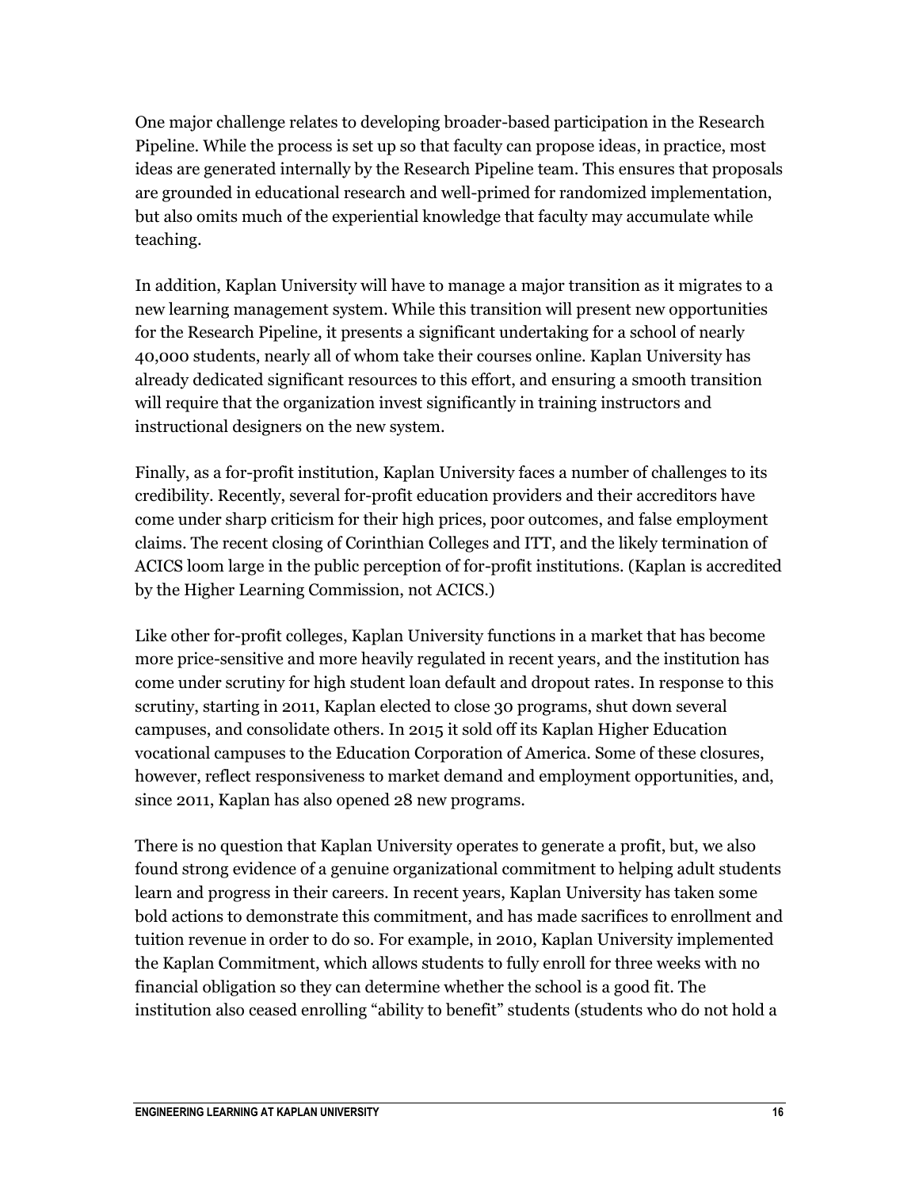One major challenge relates to developing broader-based participation in the Research Pipeline. While the process is set up so that faculty can propose ideas, in practice, most ideas are generated internally by the Research Pipeline team. This ensures that proposals are grounded in educational research and well-primed for randomized implementation, but also omits much of the experiential knowledge that faculty may accumulate while teaching.

In addition, Kaplan University will have to manage a major transition as it migrates to a new learning management system. While this transition will present new opportunities for the Research Pipeline, it presents a significant undertaking for a school of nearly 40,000 students, nearly all of whom take their courses online. Kaplan University has already dedicated significant resources to this effort, and ensuring a smooth transition will require that the organization invest significantly in training instructors and instructional designers on the new system.

Finally, as a for-profit institution, Kaplan University faces a number of challenges to its credibility. Recently, several for-profit education providers and their accreditors have come under sharp criticism for their high prices, poor outcomes, and false employment claims. The recent closing of Corinthian Colleges and ITT, and the likely termination of ACICS loom large in the public perception of for-profit institutions. (Kaplan is accredited by the Higher Learning Commission, not ACICS.)

Like other for-profit colleges, Kaplan University functions in a market that has become more price-sensitive and more heavily regulated in recent years, and the institution has come under scrutiny for high student loan default and dropout rates. In response to this scrutiny, starting in 2011, Kaplan elected to close 30 programs, shut down several campuses, and consolidate others. In 2015 it sold off its Kaplan Higher Education vocational campuses to the Education Corporation of America. Some of these closures, however, reflect responsiveness to market demand and employment opportunities, and, since 2011, Kaplan has also opened 28 new programs.

There is no question that Kaplan University operates to generate a profit, but, we also found strong evidence of a genuine organizational commitment to helping adult students learn and progress in their careers. In recent years, Kaplan University has taken some bold actions to demonstrate this commitment, and has made sacrifices to enrollment and tuition revenue in order to do so. For example, in 2010, Kaplan University implemented the Kaplan Commitment, which allows students to fully enroll for three weeks with no financial obligation so they can determine whether the school is a good fit. The institution also ceased enrolling "ability to benefit" students (students who do not hold a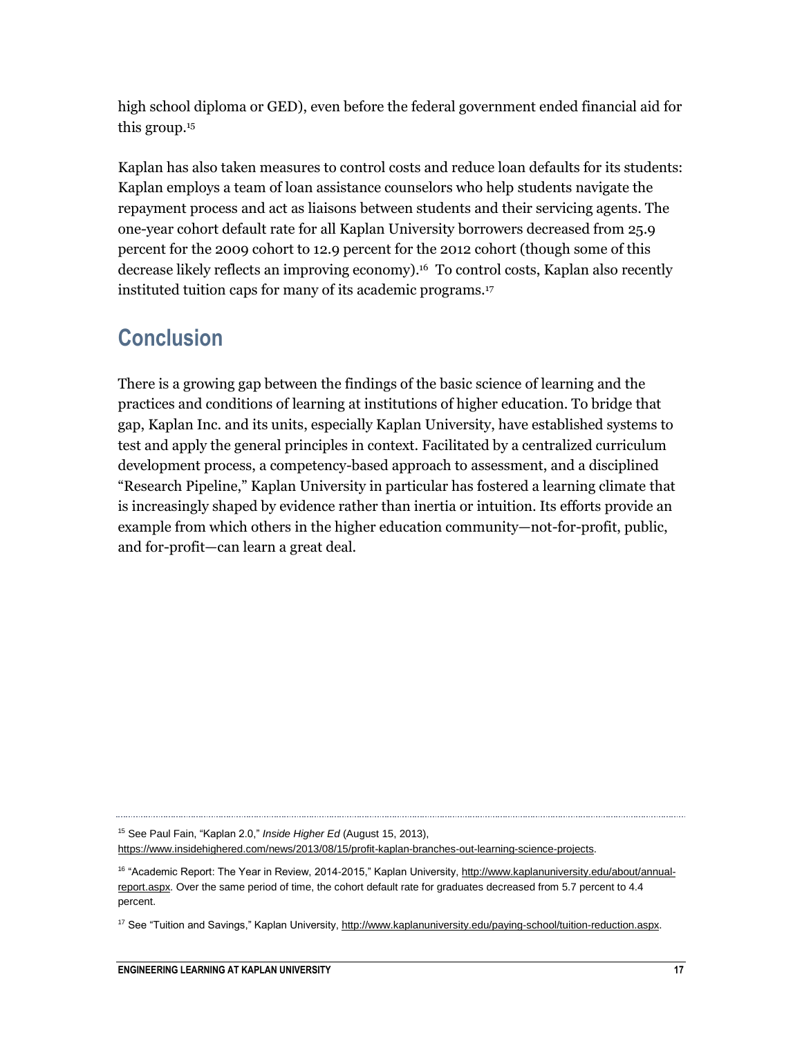high school diploma or GED), even before the federal government ended financial aid for this group.[15]

Kaplan has also taken measures to control costs and reduce loan defaults for its students: Kaplan employs a team of loan assistance counselors who help students navigate the repayment process and act as liaisons between students and their servicing agents. The one-year cohort default rate for all Kaplan University borrowers decreased from 25.9 percent for the 2009 cohort to 12.9 percent for the 2012 cohort (though some of this decrease likely reflects an improving economy).[16] To control costs, Kaplan also recently instituted tuition caps for many of its academic programs.[17]

## Conclusion

There is a growing gap between the findings of the basic science of learning and the practices and conditions of learning at institutions of higher education. To bridge that gap, Kaplan Inc. and its units, especially Kaplan University, have established systems to test and apply the general principles in context. Facilitated by a centralized curriculum development process, a competency-based approach to assessment, and a disciplined "Research Pipeline," Kaplan University in particular has fostered a learning climate that is increasingly shaped by evidence rather than inertia or intuition. Its efforts provide an example from which others in the higher education community—not-for-profit, public, and for-profit—can learn a great deal.

---

[15] See Paul Fain, "Kaplan 2.0," *Inside Higher Ed* (August 15, 2013), https://www.insidehighered.com/news/2013/08/15/profit-kaplan-branches-out-learning-science-projects.

[16] "Academic Report: The Year in Review, 2014-2015," Kaplan University, http://www.kaplanuniversity.edu/about/annual-report.aspx. Over the same period of time, the cohort default rate for graduates decreased from 5.7 percent to 4.4 percent.

[17] See "Tuition and Savings," Kaplan University, http://www.kaplanuniversity.edu/paying-school/tuition-reduction.aspx.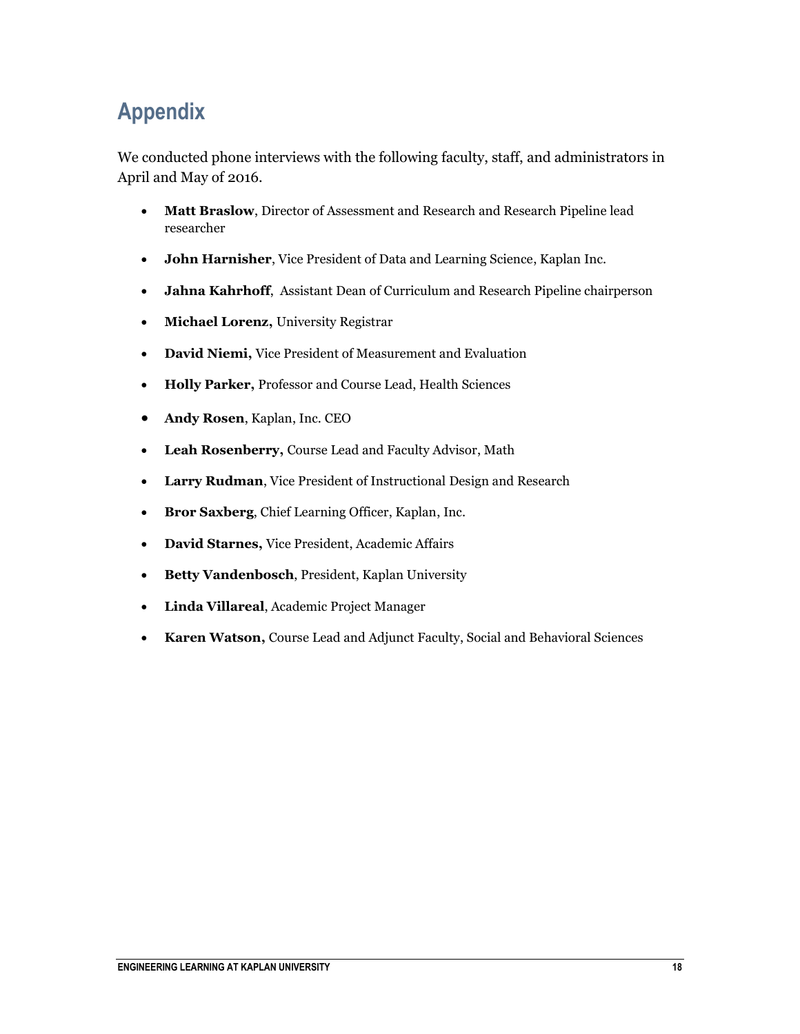## Appendix

We conducted phone interviews with the following faculty, staff, and administrators in April and May of 2016.

- **Matt Braslow**, Director of Assessment and Research and Research Pipeline lead researcher
- **John Harnisher**, Vice President of Data and Learning Science, Kaplan Inc.
- **Jahna Kahrhoff**, Assistant Dean of Curriculum and Research Pipeline chairperson
- **Michael Lorenz,** University Registrar
- **David Niemi,** Vice President of Measurement and Evaluation
- **Holly Parker,** Professor and Course Lead, Health Sciences
- **Andy Rosen**, Kaplan, Inc. CEO
- **Leah Rosenberry,** Course Lead and Faculty Advisor, Math
- **Larry Rudman**, Vice President of Instructional Design and Research
- **Bror Saxberg**, Chief Learning Officer, Kaplan, Inc.
- **David Starnes,** Vice President, Academic Affairs
- **Betty Vandenbosch**, President, Kaplan University
- **Linda Villareal**, Academic Project Manager
- **Karen Watson,** Course Lead and Adjunct Faculty, Social and Behavioral Sciences